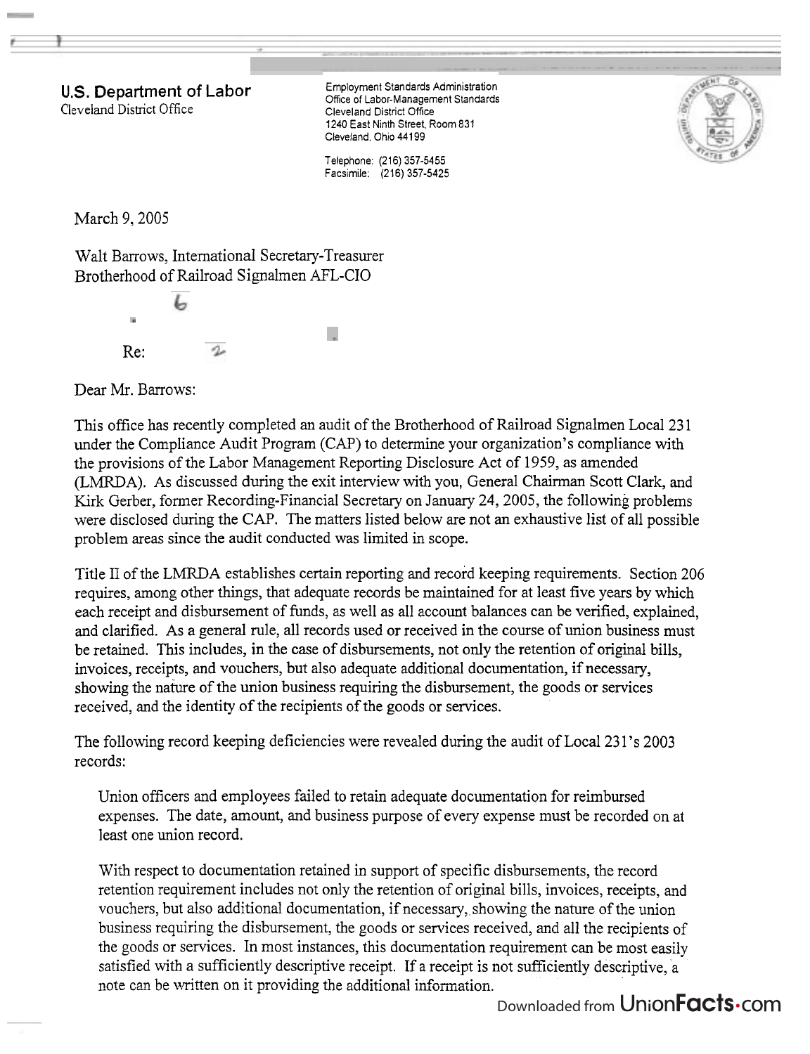**U.S. Department of Labor**
Cleveland District Office

Employment Standards Administration
Office of Labor-Management Standards
Cleveland District Office
1240 East Ninth Street, Room 831
Cleveland, Ohio 44199

Telephone: (216) 357-5455
Facsimile: (216) 357-5425

March 9, 2005

Walt Barrows, International Secretary-Treasurer
Brotherhood of Railroad Signalmen AFL-CIO

Re:

Dear Mr. Barrows:

This office has recently completed an audit of the Brotherhood of Railroad Signalmen Local 231 under the Compliance Audit Program (CAP) to determine your organization's compliance with the provisions of the Labor Management Reporting Disclosure Act of 1959, as amended (LMRDA). As discussed during the exit interview with you, General Chairman Scott Clark, and Kirk Gerber, former Recording-Financial Secretary on January 24, 2005, the following problems were disclosed during the CAP. The matters listed below are not an exhaustive list of all possible problem areas since the audit conducted was limited in scope.

Title II of the LMRDA establishes certain reporting and record keeping requirements. Section 206 requires, among other things, that adequate records be maintained for at least five years by which each receipt and disbursement of funds, as well as all account balances can be verified, explained, and clarified. As a general rule, all records used or received in the course of union business must be retained. This includes, in the case of disbursements, not only the retention of original bills, invoices, receipts, and vouchers, but also adequate additional documentation, if necessary, showing the nature of the union business requiring the disbursement, the goods or services received, and the identity of the recipients of the goods or services.

The following record keeping deficiencies were revealed during the audit of Local 231's 2003 records:

Union officers and employees failed to retain adequate documentation for reimbursed expenses. The date, amount, and business purpose of every expense must be recorded on at least one union record.

With respect to documentation retained in support of specific disbursements, the record retention requirement includes not only the retention of original bills, invoices, receipts, and vouchers, but also additional documentation, if necessary, showing the nature of the union business requiring the disbursement, the goods or services received, and all the recipients of the goods or services. In most instances, this documentation requirement can be most easily satisfied with a sufficiently descriptive receipt. If a receipt is not sufficiently descriptive, a note can be written on it providing the additional information.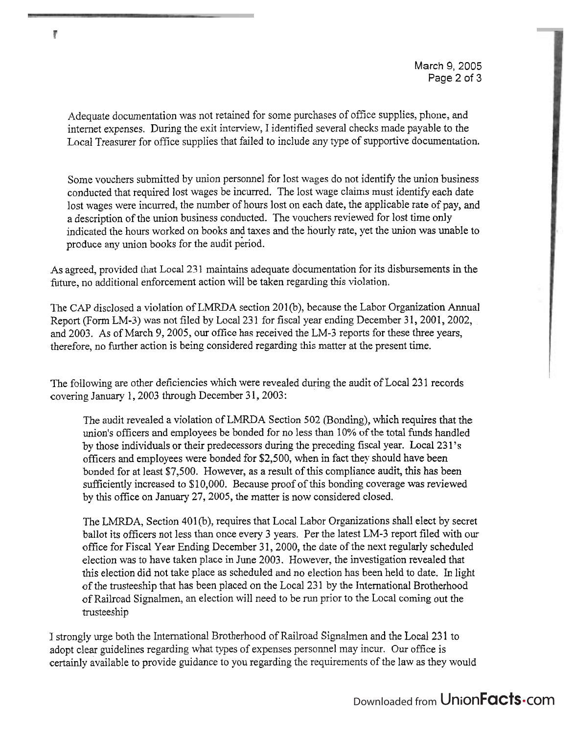Adequate documentation was not retained for some purchases of office supplies, phone, and internet expenses. During the exit interview, I identified several checks made payable to the Local Treasurer for office supplies that failed to include any type of supportive documentation.

Some vouchers submitted by union personnel for lost wages do not identify the union business conducted that required lost wages be incurred. The lost wage claims must identify each date lost wages were incurred, the number of hours lost on each date, the applicable rate of pay, and a description of the union business conducted. The vouchers reviewed for lost time only indicated the hours worked on books and taxes and the hourly rate, yet the union was unable to produce any union books for the audit period.

As agreed, provided that Local 231 maintains adequate documentation for its disbursements in the future, no additional enforcement action will be taken regarding this violation.

The CAP disclosed a violation of LMRDA section 201(b), because the Labor Organization Annual Report (Form LM-3) was not filed by Local 231 for fiscal year ending December 31, 2001, 2002, and 2003. As of March 9, 2005, our office has received the LM-3 reports for these three years, therefore, no further action is being considered regarding this matter at the present time.

The following are other deficiencies which were revealed during the audit of Local 231 records covering January 1, 2003 through December 31, 2003:

The audit revealed a violation of LMRDA Section 502 (Bonding), which requires that the union's officers and employees be bonded for no less than 10% of the total funds handled by those individuals or their predecessors during the preceding fiscal year. Local 231's officers and employees were bonded for $2,500, when in fact they should have been bonded for at least $7,500. However, as a result of this compliance audit, this has been sufficiently increased to $10,000. Because proof of this bonding coverage was reviewed by this office on January 27, 2005, the matter is now considered closed.

The LMRDA, Section 401(b), requires that Local Labor Organizations shall elect by secret ballot its officers not less than once every 3 years. Per the latest LM-3 report filed with our office for Fiscal Year Ending December 31, 2000, the date of the next regularly scheduled election was to have taken place in June 2003. However, the investigation revealed that this election did not take place as scheduled and no election has been held to date. In light of the trusteeship that has been placed on the Local 231 by the International Brotherhood of Railroad Signalmen, an election will need to be run prior to the Local coming out the trusteeship

I strongly urge both the International Brotherhood of Railroad Signalmen and the Local 231 to adopt clear guidelines regarding what types of expenses personnel may incur. Our office is certainly available to provide guidance to you regarding the requirements of the law as they would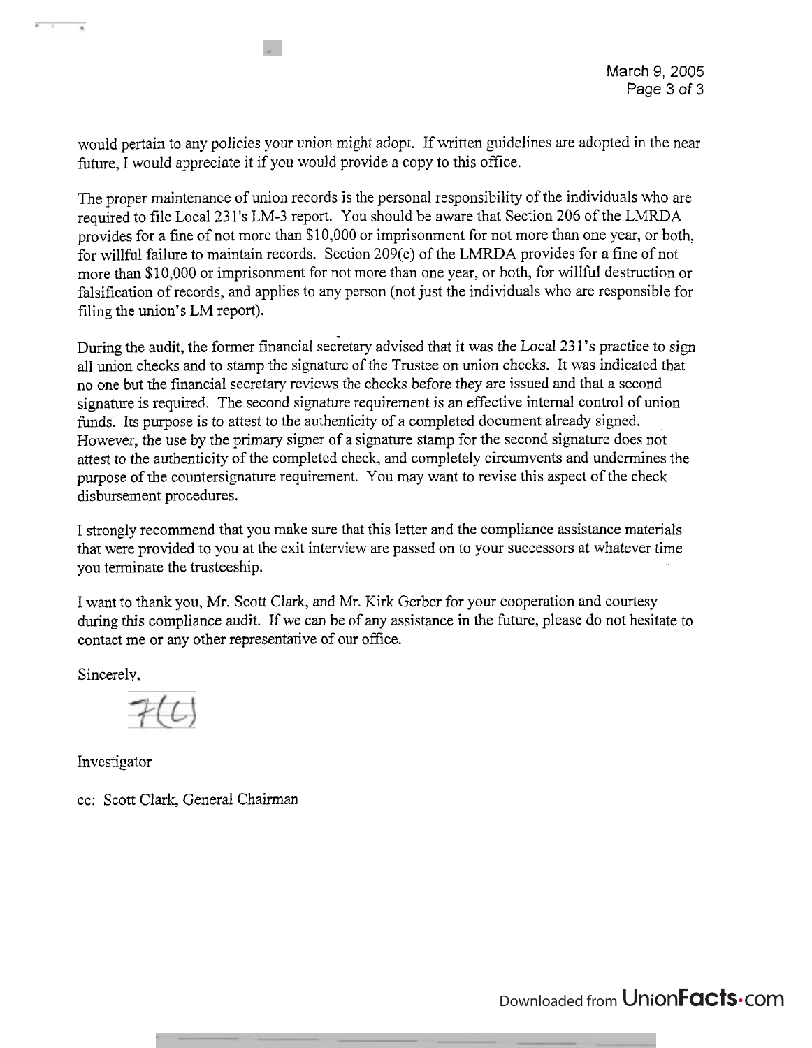would pertain to any policies your union might adopt. If written guidelines are adopted in the near future, I would appreciate it if you would provide a copy to this office.

The proper maintenance of union records is the personal responsibility of the individuals who are required to file Local 231's LM-3 report. You should be aware that Section 206 of the LMRDA provides for a fine of not more than $10,000 or imprisonment for not more than one year, or both, for willful failure to maintain records. Section 209(c) of the LMRDA provides for a fine of not more than $10,000 or imprisonment for not more than one year, or both, for willful destruction or falsification of records, and applies to any person (not just the individuals who are responsible for filing the union's LM report).

During the audit, the former financial secretary advised that it was the Local 231's practice to sign all union checks and to stamp the signature of the Trustee on union checks. It was indicated that no one but the financial secretary reviews the checks before they are issued and that a second signature is required. The second signature requirement is an effective internal control of union funds. Its purpose is to attest to the authenticity of a completed document already signed. However, the use by the primary signer of a signature stamp for the second signature does not attest to the authenticity of the completed check, and completely circumvents and undermines the purpose of the countersignature requirement. You may want to revise this aspect of the check disbursement procedures.

I strongly recommend that you make sure that this letter and the compliance assistance materials that were provided to you at the exit interview are passed on to your successors at whatever time you terminate the trusteeship.

I want to thank you, Mr. Scott Clark, and Mr. Kirk Gerber for your cooperation and courtesy during this compliance audit. If we can be of any assistance in the future, please do not hesitate to contact me or any other representative of our office.

Sincerely,

7(C)

Investigator

cc: Scott Clark, General Chairman